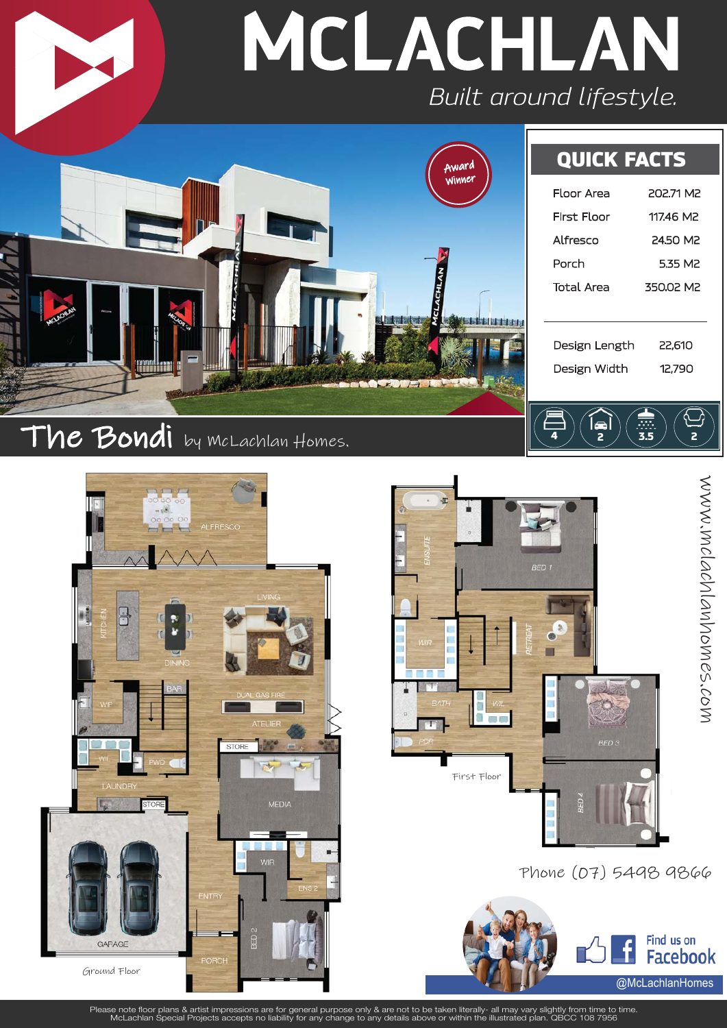# MCLACHLAN

*Built around lifestyle.*

Award Winner

## The Bondi by McLachlan Homes.

## QUICK FACTS

| | |
|---|---|
| Floor Area | 202.71 M2 |
| First Floor | 117.46 M2 |
| Alfresco | 24.50 M2 |
| Porch | 5.35 M2 |
| Total Area | 350.02 M2 |

| | |
|---|---|
| Design Length | 22,610 |
| Design Width | 12,790 |

Bedrooms: 4 | Garage: 2 | Bathrooms: 3.5 | Living: 2

**Ground Floor:** ALFRESCO, KITCHEN, DINING, LIVING, BAR, WIP, DUAL GAS FIRE, ATELIER, STORE, WIL, PWD, LAUNDRY, STORE, MEDIA, WIR, ENS 2, ENTRY, BED 2, GARAGE, PORCH

**First Floor:** ENSUITE, BED 1, WIR, RETREAT, BATH, WIL, PDR, BED 3, BED 4

www.mclachlanhomes.com

Phone (07) 5498 9866

Find us on Facebook

@McLachlanHomes

Please note floor plans & artist impressions are for general purpose only & are not to be taken literally- all may vary slightly from time to time. McLachlan Special Projects accepts no liability for any change to any details above or within the illustrated plan. QBCC 108 7956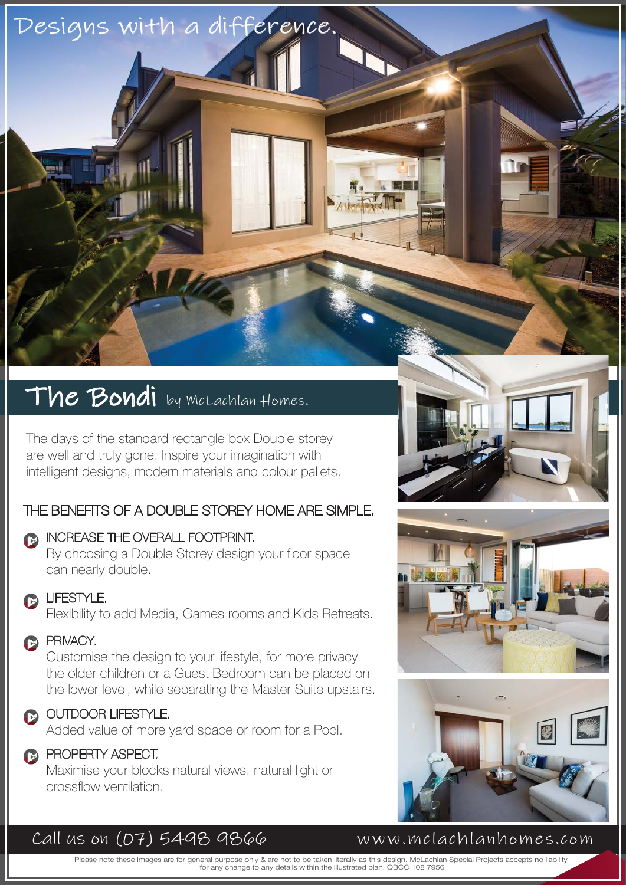Designs with a difference.

# The Bondi by McLachlan Homes.

The days of the standard rectangle box Double storey are well and truly gone. Inspire your imagination with intelligent designs, modern materials and colour pallets.

## THE BENEFITS OF A DOUBLE STOREY HOME ARE SIMPLE.

- **INCREASE THE OVERALL FOOTPRINT.**
  By choosing a Double Storey design your floor space can nearly double.

- **LIFESTYLE.**
  Flexibility to add Media, Games rooms and Kids Retreats.

- **PRIVACY.**
  Customise the design to your lifestyle, for more privacy the older children or a Guest Bedroom can be placed on the lower level, while separating the Master Suite upstairs.

- **OUTDOOR LIFESTYLE.**
  Added value of more yard space or room for a Pool.

- **PROPERTY ASPECT.**
  Maximise your blocks natural views, natural light or crossflow ventilation.

Call us on (07) 5498 9866

www.mclachlanhomes.com

Please note these images are for general purpose only & are not to be taken literally as this design. McLachlan Special Projects accepts no liability for any change to any details within the illustrated plan. QBCC 108 7956